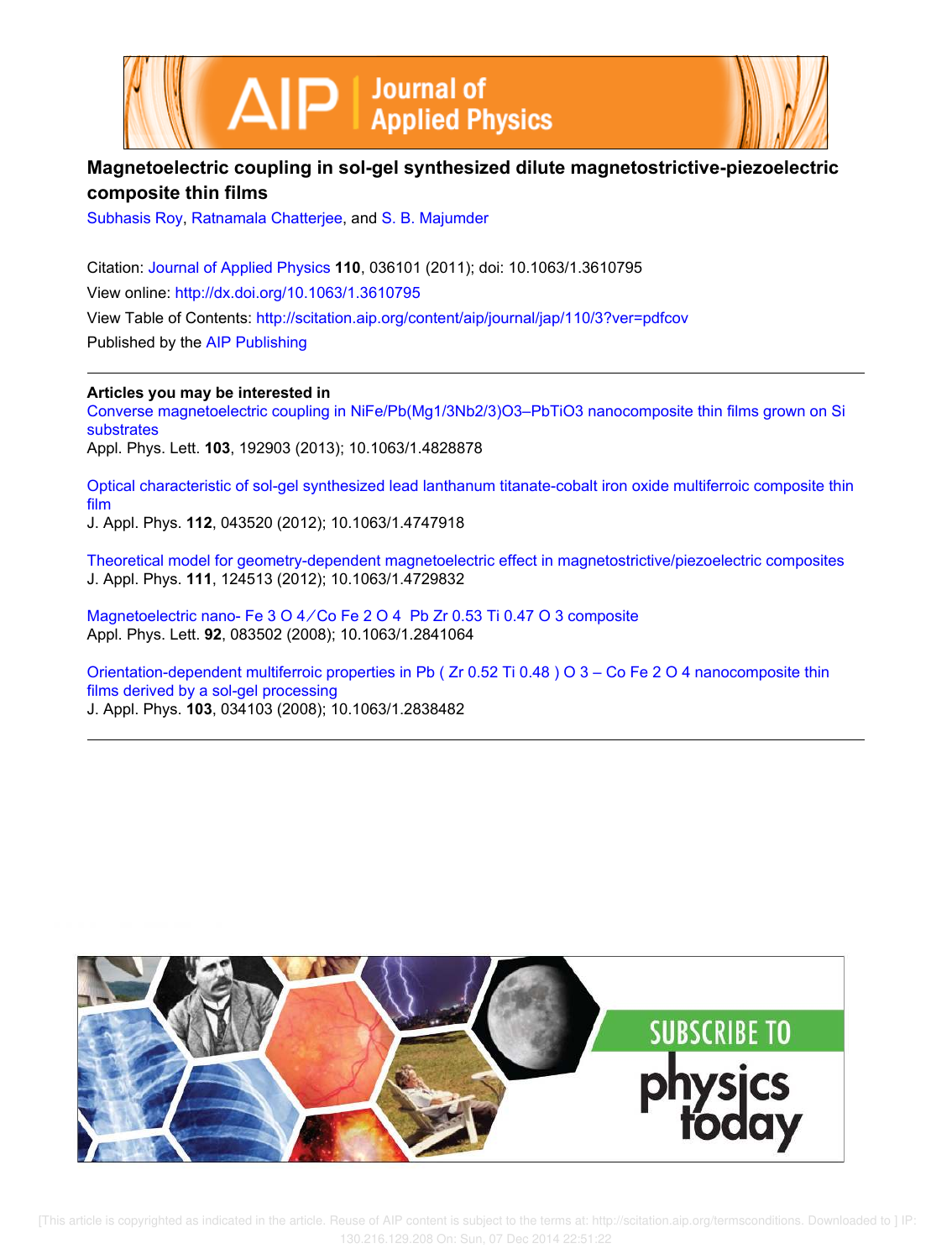# Magnetoelectric coupling in sol-gel synthesized dilute magnetostrictive-piezoelectric composite thin films

Subhasis Roy, Ratnamala Chatterjee, and S. B. Majumder

Citation: Journal of Applied Physics **110**, 036101 (2011); doi: 10.1063/1.3610795

View online: http://dx.doi.org/10.1063/1.3610795

View Table of Contents: http://scitation.aip.org/content/aip/journal/jap/110/3?ver=pdfcov

Published by the AIP Publishing

---

**Articles you may be interested in**

Converse magnetoelectric coupling in NiFe/Pb(Mg1/3Nb2/3)O3–PbTiO3 nanocomposite thin films grown on Si substrates
Appl. Phys. Lett. **103**, 192903 (2013); 10.1063/1.4828878

Optical characteristic of sol-gel synthesized lead lanthanum titanate-cobalt iron oxide multiferroic composite thin film
J. Appl. Phys. **112**, 043520 (2012); 10.1063/1.4747918

Theoretical model for geometry-dependent magnetoelectric effect in magnetostrictive/piezoelectric composites
J. Appl. Phys. **111**, 124513 (2012); 10.1063/1.4729832

Magnetoelectric nano- $Fe_3O_4$ ∕ $CoFe_2O_4$ $PbZr_{0.53}Ti_{0.47}O_3$ composite
Appl. Phys. Lett. **92**, 083502 (2008); 10.1063/1.2841064

Orientation-dependent multiferroic properties in $Pb(Zr_{0.52}Ti_{0.48})O_3$ – $CoFe_2O_4$ nanocomposite thin films derived by a sol-gel processing
J. Appl. Phys. **103**, 034103 (2008); 10.1063/1.2838482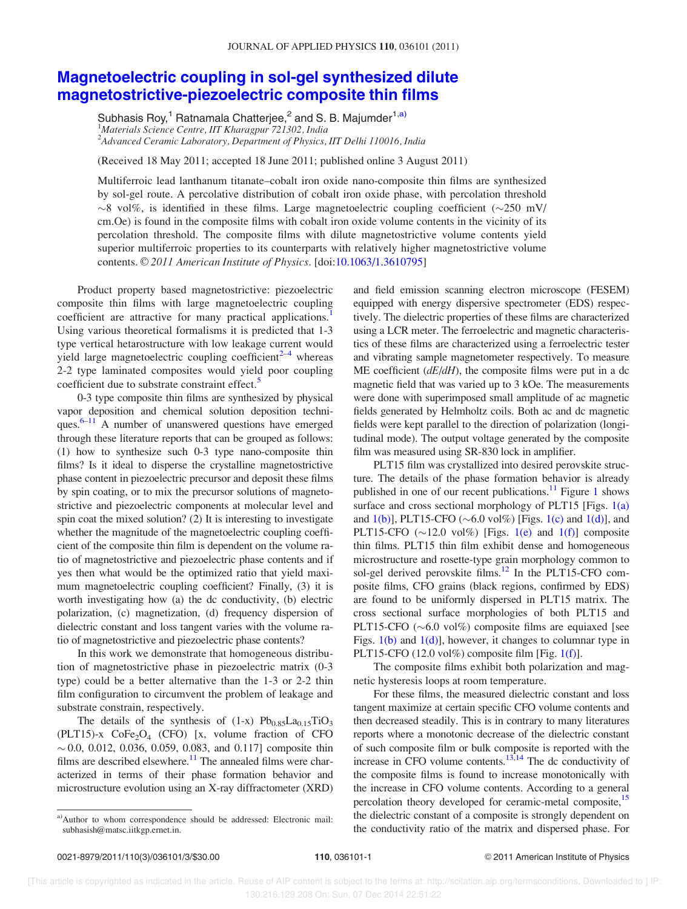# Magnetoelectric coupling in sol-gel synthesized dilute magnetostrictive-piezoelectric composite thin films

Subhasis Roy,[1] Ratnamala Chatterjee,[2] and S. B. Majumder[1,a)]

[1]*Materials Science Centre, IIT Kharagpur 721302, India*
[2]*Advanced Ceramic Laboratory, Department of Physics, IIT Delhi 110016, India*

(Received 18 May 2011; accepted 18 June 2011; published online 3 August 2011)

Multiferroic lead lanthanum titanate–cobalt iron oxide nano-composite thin films are synthesized by sol-gel route. A percolative distribution of cobalt iron oxide phase, with percolation threshold ~8 vol%, is identified in these films. Large magnetoelectric coupling coefficient (~250 mV/cm.Oe) is found in the composite films with cobalt iron oxide volume contents in the vicinity of its percolation threshold. The composite films with dilute magnetostrictive volume contents yield superior multiferroic properties to its counterparts with relatively higher magnetostrictive volume contents. © *2011 American Institute of Physics*. [doi:10.1063/1.3610795]

Product property based magnetostrictive: piezoelectric composite thin films with large magnetoelectric coupling coefficient are attractive for many practical applications.[1] Using various theoretical formalisms it is predicted that 1-3 type vertical hetarostructure with low leakage current would yield large magnetoelectric coupling coefficient[2–4] whereas 2-2 type laminated composites would yield poor coupling coefficient due to substrate constraint effect.[5]

0-3 type composite thin films are synthesized by physical vapor deposition and chemical solution deposition techniques.[6–11] A number of unanswered questions have emerged through these literature reports that can be grouped as follows: (1) how to synthesize such 0-3 type nano-composite thin films? Is it ideal to disperse the crystalline magnetostrictive phase content in piezoelectric precursor and deposit these films by spin coating, or to mix the precursor solutions of magnetostrictive and piezoelectric components at molecular level and spin coat the mixed solution? (2) It is interesting to investigate whether the magnitude of the magnetoelectric coupling coefficient of the composite thin film is dependent on the volume ratio of magnetostrictive and piezoelectric phase contents and if yes then what would be the optimized ratio that yield maximum magnetoelectric coupling coefficient? Finally, (3) it is worth investigating how (a) the dc conductivity, (b) electric polarization, (c) magnetization, (d) frequency dispersion of dielectric constant and loss tangent varies with the volume ratio of magnetostrictive and piezoelectric phase contents?

In this work we demonstrate that homogeneous distribution of magnetostrictive phase in piezoelectric matrix (0-3 type) could be a better alternative than the 1-3 or 2-2 thin film configuration to circumvent the problem of leakage and substrate constrain, respectively.

The details of the synthesis of (1-x) $Pb_{0.85}La_{0.15}TiO_3$ (PLT15)-x $CoFe_2O_4$ (CFO) [x, volume fraction of CFO ~ 0.0, 0.012, 0.036, 0.059, 0.083, and 0.117] composite thin films are described elsewhere.[11] The annealed films were characterized in terms of their phase formation behavior and microstructure evolution using an X-ray diffractometer (XRD) and field emission scanning electron microscope (FESEM) equipped with energy dispersive spectrometer (EDS) respectively. The dielectric properties of these films are characterized using a LCR meter. The ferroelectric and magnetic characteristics of these films are characterized using a ferroelectric tester and vibrating sample magnetometer respectively. To measure ME coefficient (*dE/dH*), the composite films were put in a dc magnetic field that was varied up to 3 kOe. The measurements were done with superimposed small amplitude of ac magnetic fields generated by Helmholtz coils. Both ac and dc magnetic fields were kept parallel to the direction of polarization (longitudinal mode). The output voltage generated by the composite film was measured using SR-830 lock in amplifier.

PLT15 film was crystallized into desired perovskite structure. The details of the phase formation behavior is already published in one of our recent publications.[11] Figure 1 shows surface and cross sectional morphology of PLT15 [Figs. 1(a) and 1(b)], PLT15-CFO (~6.0 vol%) [Figs. 1(c) and 1(d)], and PLT15-CFO (~12.0 vol%) [Figs. 1(e) and 1(f)] composite thin films. PLT15 thin film exhibit dense and homogeneous microstructure and rosette-type grain morphology common to sol-gel derived perovskite films.[12] In the PLT15-CFO composite films, CFO grains (black regions, confirmed by EDS) are found to be uniformly dispersed in PLT15 matrix. The cross sectional surface morphologies of both PLT15 and PLT15-CFO (~6.0 vol%) composite films are equiaxed [see Figs. 1(b) and 1(d)], however, it changes to columnar type in PLT15-CFO (12.0 vol%) composite film [Fig. 1(f)].

The composite films exhibit both polarization and magnetic hysteresis loops at room temperature.

For these films, the measured dielectric constant and loss tangent maximize at certain specific CFO volume contents and then decreased steadily. This is in contrary to many literatures reports where a monotonic decrease of the dielectric constant of such composite film or bulk composite is reported with the increase in CFO volume contents.[13,14] The dc conductivity of the composite films is found to increase monotonically with the increase in CFO volume contents. According to a general percolation theory developed for ceramic-metal composite,[15] the dielectric constant of a composite is strongly dependent on the conductivity ratio of the matrix and dispersed phase. For

a)Author to whom correspondence should be addressed: Electronic mail: subhasish@matsc.iitkgp.ernet.in.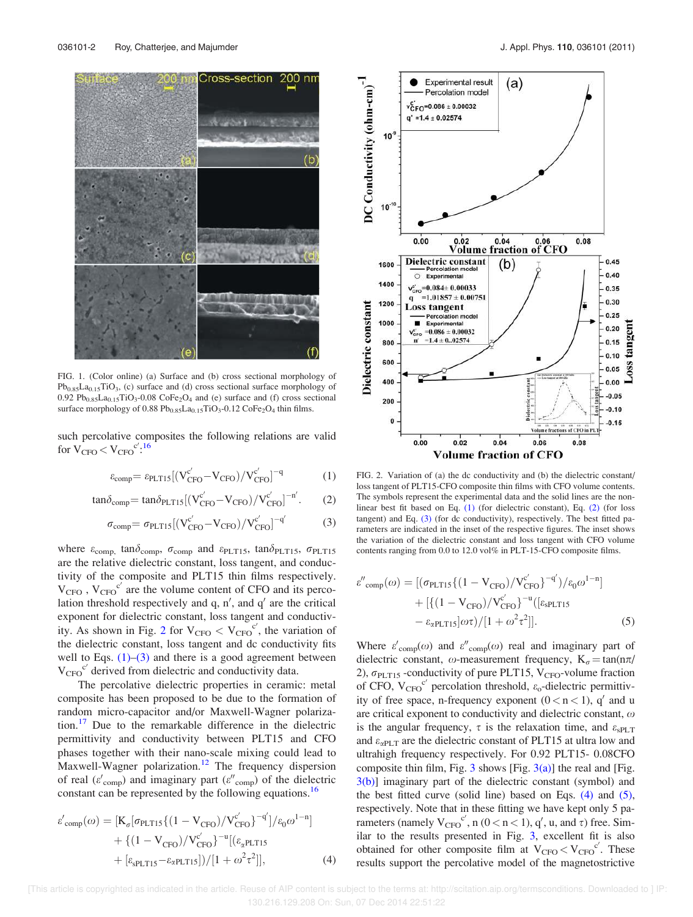FIG. 1. (Color online) (a) Surface and (b) cross sectional morphology of $Pb_{0.85}La_{0.15}TiO_3$, (c) surface and (d) cross sectional surface morphology of 0.92 $Pb_{0.85}La_{0.15}TiO_3$-0.08 $CoFe_2O_4$ and (e) surface and (f) cross sectional surface morphology of 0.88 $Pb_{0.85}La_{0.15}TiO_3$-0.12 $CoFe_2O_4$ thin films.

such percolative composites the following relations are valid for $V_{CFO} < V_{CFO}^{c'}$:[16]

$$\varepsilon_{comp} = \varepsilon_{PLT15}[(V_{CFO}^{c'} - V_{CFO})/V_{CFO}^{c'}]^{-q} \quad (1)$$

$$\tan\delta_{comp} = \tan\delta_{PLT15}[(V_{CFO}^{c'} - V_{CFO})/V_{CFO}^{c'}]^{-n'}. \quad (2)$$

$$\sigma_{comp} = \sigma_{PLT15}[(V_{CFO}^{c'} - V_{CFO})/V_{CFO}^{c'}]^{-q'} \quad (3)$$

where $\varepsilon_{comp}$, $\tan\delta_{comp}$, $\sigma_{comp}$ and $\varepsilon_{PLT15}$, $\tan\delta_{PLT15}$, $\sigma_{PLT15}$ are the relative dielectric constant, loss tangent, and conductivity of the composite and PLT15 thin films respectively. $V_{CFO}$, $V_{CFO}^{c'}$ are the volume content of CFO and its percolation threshold respectively and q, $n'$, and $q'$ are the critical exponent for dielectric constant, loss tangent and conductivity. As shown in Fig. 2 for $V_{CFO} < V_{CFO}^{c'}$, the variation of the dielectric constant, loss tangent and dc conductivity fits well to Eqs. (1)–(3) and there is a good agreement between $V_{CFO}^{c'}$ derived from dielectric and conductivity data.

The percolative dielectric properties in ceramic: metal composite has been proposed to be due to the formation of random micro-capacitor and/or Maxwell-Wagner polarization.[17] Due to the remarkable difference in the dielectric permittivity and conductivity between PLT15 and CFO phases together with their nano-scale mixing could lead to Maxwell-Wagner polarization.[12] The frequency dispersion of real ($\varepsilon'_{comp}$) and imaginary part ($\varepsilon''_{comp}$) of the dielectric constant can be represented by the following equations.[16]

$$\varepsilon'_{comp}(\omega) = [K_\sigma[\sigma_{PLT15}\{(1 - V_{CFO})/V_{CFO}^{c'}\}^{-q'}]/\varepsilon_0\omega^{1-n}] + \{(1 - V_{CFO})/V_{CFO}^{c'}\}^{-u}[(\varepsilon_{\alpha PLT15} + [\varepsilon_{sPLT15} - \varepsilon_{\alpha PLT15}])/[1 + \omega^2\tau^2]], \quad (4)$$

FIG. 2. Variation of (a) the dc conductivity and (b) the dielectric constant/loss tangent of PLT15-CFO composite thin films with CFO volume contents. The symbols represent the experimental data and the solid lines are the nonlinear best fit based on Eq. (1) (for dielectric constant), Eq. (2) (for loss tangent) and Eq. (3) (for dc conductivity), respectively. The best fitted parameters are indicated in the inset of the respective figures. The inset shows the variation of the dielectric constant and loss tangent with CFO volume contents ranging from 0.0 to 12.0 vol% in PLT-15-CFO composite films.

$$\varepsilon''_{comp}(\omega) = [(\sigma_{PLT15}\{(1 - V_{CFO})/V_{CFO}^{c'}\}^{-q'})/\varepsilon_0\omega^{1-n}] + [\{(1 - V_{CFO})/V_{CFO}^{c'}\}^{-u}([\varepsilon_{sPLT15} - \varepsilon_{\alpha PLT15}]\omega\tau)/[1 + \omega^2\tau^2]]. \quad (5)$$

Where $\varepsilon'_{comp}(\omega)$ and $\varepsilon''_{comp}(\omega)$ real and imaginary part of dielectric constant, $\omega$-measurement frequency, $K_\sigma = \tan(n\pi/2)$, $\sigma_{PLT15}$ -conductivity of pure PLT15, $V_{CFO}$-volume fraction of CFO, $V_{CFO}^{c'}$ percolation threshold, $\varepsilon_o$-dielectric permittivity of free space, n-frequency exponent ($0 < n < 1$), $q'$ and u are critical exponent to conductivity and dielectric constant, $\omega$ is the angular frequency, $\tau$ is the relaxation time, and $\varepsilon_{sPLT}$ and $\varepsilon_{\alpha PLT}$ are the dielectric constant of PLT15 at ultra low and ultrahigh frequency respectively. For 0.92 PLT15- 0.08CFO composite thin film, Fig. 3 shows [Fig. 3(a)] the real and [Fig. 3(b)] imaginary part of the dielectric constant (symbol) and the best fitted curve (solid line) based on Eqs. (4) and (5), respectively. Note that in these fitting we have kept only 5 parameters (namely $V_{CFO}^{c'}$, n ($0 < n < 1$), $q'$, u, and $\tau$) free. Similar to the results presented in Fig. 3, excellent fit is also obtained for other composite film at $V_{CFO} < V_{CFO}^{c'}$. These results support the percolative model of the magnetostrictive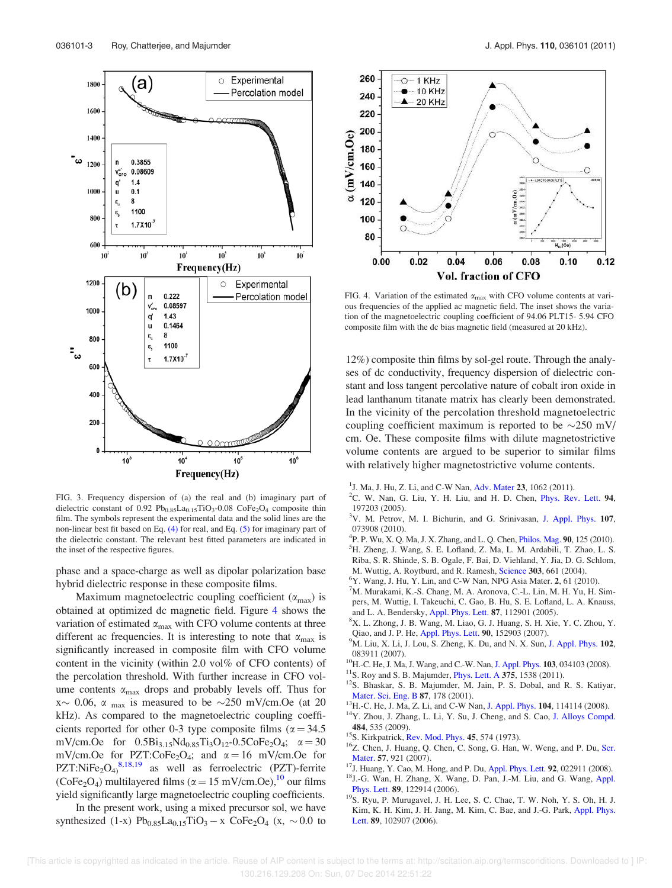(a)

Experimental

Percolation model

n 0.3855
$v'_{cfo}$ 0.08609
q' 1.4
u 0.1
$\varepsilon_\infty$ 8
$\varepsilon_s$ 1100
τ 1.7X10$^{-7}$

ε'

Frequency(Hz)

(b)

Experimental

Percolation model

n 0.222
$v'_{cfo}$ 0.08597
q' 1.43
u 0.1464
$\varepsilon_\infty$ 8
$\varepsilon_s$ 1100
τ 1.7X10$^{-7}$

ε''

Frequency(Hz)

FIG. 3. Frequency dispersion of (a) the real and (b) imaginary part of dielectric constant of 0.92 $Pb_{0.85}La_{0.15}TiO_3$-0.08 $CoFe_2O_4$ composite thin film. The symbols represent the experimental data and the solid lines are the non-linear best fit based on Eq. (4) for real, and Eq. (5) for imaginary part of the dielectric constant. The relevant best fitted parameters are indicated in the inset of the respective figures.

phase and a space-charge as well as dipolar polarization base hybrid dielectric response in these composite films.

Maximum magnetoelectric coupling coefficient ($\alpha_{max}$) is obtained at optimized dc magnetic field. Figure 4 shows the variation of estimated $\alpha_{max}$ with CFO volume contents at three different ac frequencies. It is interesting to note that $\alpha_{max}$ is significantly increased in composite film with CFO volume content in the vicinity (within 2.0 vol% of CFO contents) of the percolation threshold. With further increase in CFO volume contents $\alpha_{max}$ drops and probably levels off. Thus for x∼ 0.06, $\alpha_{max}$ is measured to be ∼250 mV/cm.Oe (at 20 kHz). As compared to the magnetoelectric coupling coefficients reported for other 0-3 type composite films ($\alpha = 34.5$ mV/cm.Oe for $0.5Bi_{3.15}Nd_{0.85}Ti_3O_{12}$-$0.5CoFe_2O_4$; $\alpha = 30$ mV/cm.Oe for PZT:$CoFe_2O_4$; and $\alpha = 16$ mV/cm.Oe for PZT:$NiFe_2O_4$)[8,18,19] as well as ferroelectric (PZT)-ferrite ($CoFe_2O_4$) multilayered films ($\alpha = 15$ mV/cm.Oe),[10] our films yield significantly large magnetoelectric coupling coefficients.

In the present work, using a mixed precursor sol, we have synthesized (1-x) $Pb_{0.85}La_{0.15}TiO_3 - x$ $CoFe_2O_4$ (x, ∼0.0 to

1 KHz
10 KHz
20 KHz

α (mV/cm.Oe)

Vol. fraction of CFO

FIG. 4. Variation of the estimated $\alpha_{max}$ with CFO volume contents at various frequencies of the applied ac magnetic field. The inset shows the variation of the magnetoelectric coupling coefficient of 94.06 PLT15- 5.94 CFO composite film with the dc bias magnetic field (measured at 20 kHz).

12%) composite thin films by sol-gel route. Through the analyses of dc conductivity, frequency dispersion of dielectric constant and loss tangent percolative nature of cobalt iron oxide in lead lanthanum titanate matrix has clearly been demonstrated. In the vicinity of the percolation threshold magnetoelectric coupling coefficient maximum is reported to be ∼250 mV/cm. Oe. These composite films with dilute magnetostrictive volume contents are argued to be superior to similar films with relatively higher magnetostrictive volume contents.

[1] J. Ma, J. Hu, Z. Li, and C-W Nan, Adv. Mater **23**, 1062 (2011).
[2] C. W. Nan, G. Liu, Y. H. Liu, and H. D. Chen, Phys. Rev. Lett. **94**, 197203 (2005).
[3] V. M. Petrov, M. I. Bichurin, and G. Srinivasan, J. Appl. Phys. **107**, 073908 (2010).
[4] P. P. Wu, X. Q. Ma, J. X. Zhang, and L. Q. Chen, Philos. Mag. **90**, 125 (2010).
[5] H. Zheng, J. Wang, S. E. Lofland, Z. Ma, L. M. Ardabili, T. Zhao, L. S. Riba, S. R. Shinde, S. B. Ogale, F. Bai, D. Viehland, Y. Jia, D. G. Schlom, M. Wuttig, A. Roytburd, and R. Ramesh, Science **303**, 661 (2004).
[6] Y. Wang, J. Hu, Y. Lin, and C-W Nan, NPG Asia Mater. **2**, 61 (2010).
[7] M. Murakami, K.-S. Chang, M. A. Aronova, C.-L. Lin, M. H. Yu, H. Simpers, M. Wuttig, I. Takeuchi, C. Gao, B. Hu, S. E. Lofland, L. A. Knauss, and L. A. Bendersky, Appl. Phys. Lett. **87**, 112901 (2005).
[8] X. L. Zhong, J. B. Wang, M. Liao, G. J. Huang, S. H. Xie, Y. C. Zhou, Y. Qiao, and J. P. He, Appl. Phys. Lett. **90**, 152903 (2007).
[9] M. Liu, X. Li, J. Lou, S. Zheng, K. Du, and N. X. Sun, J. Appl. Phys. **102**, 083911 (2007).
[10] H.-C. He, J. Ma, J. Wang, and C.-W. Nan, J. Appl. Phys. **103**, 034103 (2008).
[11] S. Roy and S. B. Majumder, Phys. Lett. A **375**, 1538 (2011).
[12] S. Bhaskar, S. B. Majumder, M. Jain, P. S. Dobal, and R. S. Katiyar, Mater. Sci. Eng. B **87**, 178 (2001).
[13] H.-C. He, J. Ma, Z. Li, and C-W Nan, J. Appl. Phys. **104**, 114114 (2008).
[14] Y. Zhou, J. Zhang, L. Li, Y. Su, J. Cheng, and S. Cao, J. Alloys Compd. **484**, 535 (2009).
[15] S. Kirkpatrick, Rev. Mod. Phys. **45**, 574 (1973).
[16] Z. Chen, J. Huang, Q. Chen, C. Song, G. Han, W. Weng, and P. Du, Scr. Mater. **57**, 921 (2007).
[17] J. Huang, Y. Cao, M. Hong, and P. Du, Appl. Phys. Lett. **92**, 022911 (2008).
[18] J.-G. Wan, H. Zhang, X. Wang, D. Pan, J.-M. Liu, and G. Wang, Appl. Phys. Lett. **89**, 122914 (2006).
[19] S. Ryu, P. Murugavel, J. H. Lee, S. C. Chae, T. W. Noh, Y. S. Oh, H. J. Kim, K. H. Kim, J. H. Jang, M. Kim, C. Bae, and J.-G. Park, Appl. Phys. Lett. **89**, 102907 (2006).